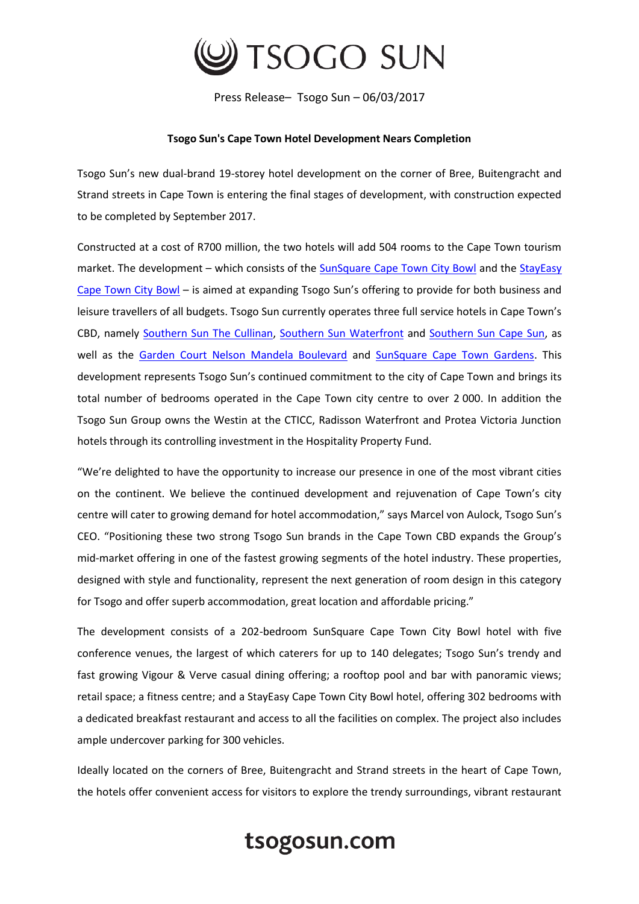# TSOGO SUN

Press Release– Tsogo Sun – 06/03/2017

**Tsogo Sun's Cape Town Hotel Development Nears Completion**

Tsogo Sun's new dual-brand 19-storey hotel development on the corner of Bree, Buitengracht and Strand streets in Cape Town is entering the final stages of development, with construction expected to be completed by September 2017.

Constructed at a cost of R700 million, the two hotels will add 504 rooms to the Cape Town tourism market. The development – which consists of the SunSquare Cape Town City Bowl and the StayEasy Cape Town City Bowl – is aimed at expanding Tsogo Sun's offering to provide for both business and leisure travellers of all budgets. Tsogo Sun currently operates three full service hotels in Cape Town's CBD, namely Southern Sun The Cullinan, Southern Sun Waterfront and Southern Sun Cape Sun, as well as the Garden Court Nelson Mandela Boulevard and SunSquare Cape Town Gardens. This development represents Tsogo Sun's continued commitment to the city of Cape Town and brings its total number of bedrooms operated in the Cape Town city centre to over 2 000. In addition the Tsogo Sun Group owns the Westin at the CTICC, Radisson Waterfront and Protea Victoria Junction hotels through its controlling investment in the Hospitality Property Fund.

"We're delighted to have the opportunity to increase our presence in one of the most vibrant cities on the continent. We believe the continued development and rejuvenation of Cape Town's city centre will cater to growing demand for hotel accommodation," says Marcel von Aulock, Tsogo Sun's CEO. "Positioning these two strong Tsogo Sun brands in the Cape Town CBD expands the Group's mid-market offering in one of the fastest growing segments of the hotel industry. These properties, designed with style and functionality, represent the next generation of room design in this category for Tsogo and offer superb accommodation, great location and affordable pricing."

The development consists of a 202-bedroom SunSquare Cape Town City Bowl hotel with five conference venues, the largest of which caters for up to 140 delegates; Tsogo Sun's trendy and fast growing Vigour & Verve casual dining offering; a rooftop pool and bar with panoramic views; retail space; a fitness centre; and a StayEasy Cape Town City Bowl hotel, offering 302 bedrooms with a dedicated breakfast restaurant and access to all the facilities on complex. The project also includes ample undercover parking for 300 vehicles.

Ideally located on the corners of Bree, Buitengracht and Strand streets in the heart of Cape Town, the hotels offer convenient access for visitors to explore the trendy surroundings, vibrant restaurant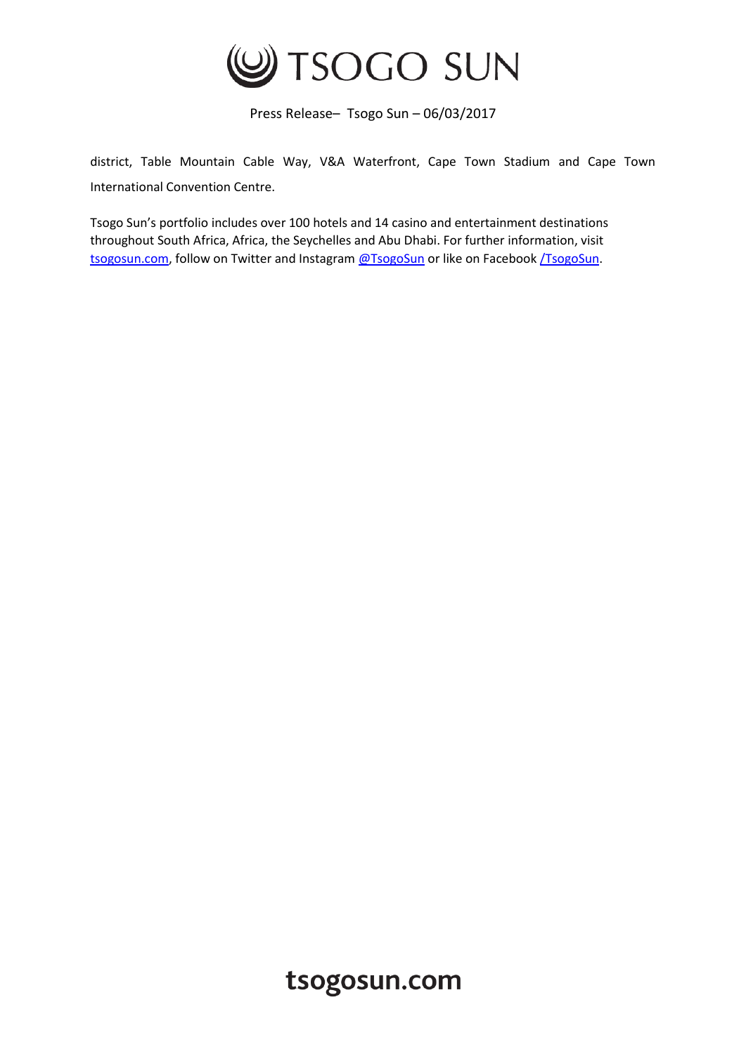district, Table Mountain Cable Way, V&A Waterfront, Cape Town Stadium and Cape Town International Convention Centre.

Tsogo Sun's portfolio includes over 100 hotels and 14 casino and entertainment destinations throughout South Africa, Africa, the Seychelles and Abu Dhabi. For further information, visit tsogosun.com, follow on Twitter and Instagram @TsogoSun or like on Facebook /TsogoSun.